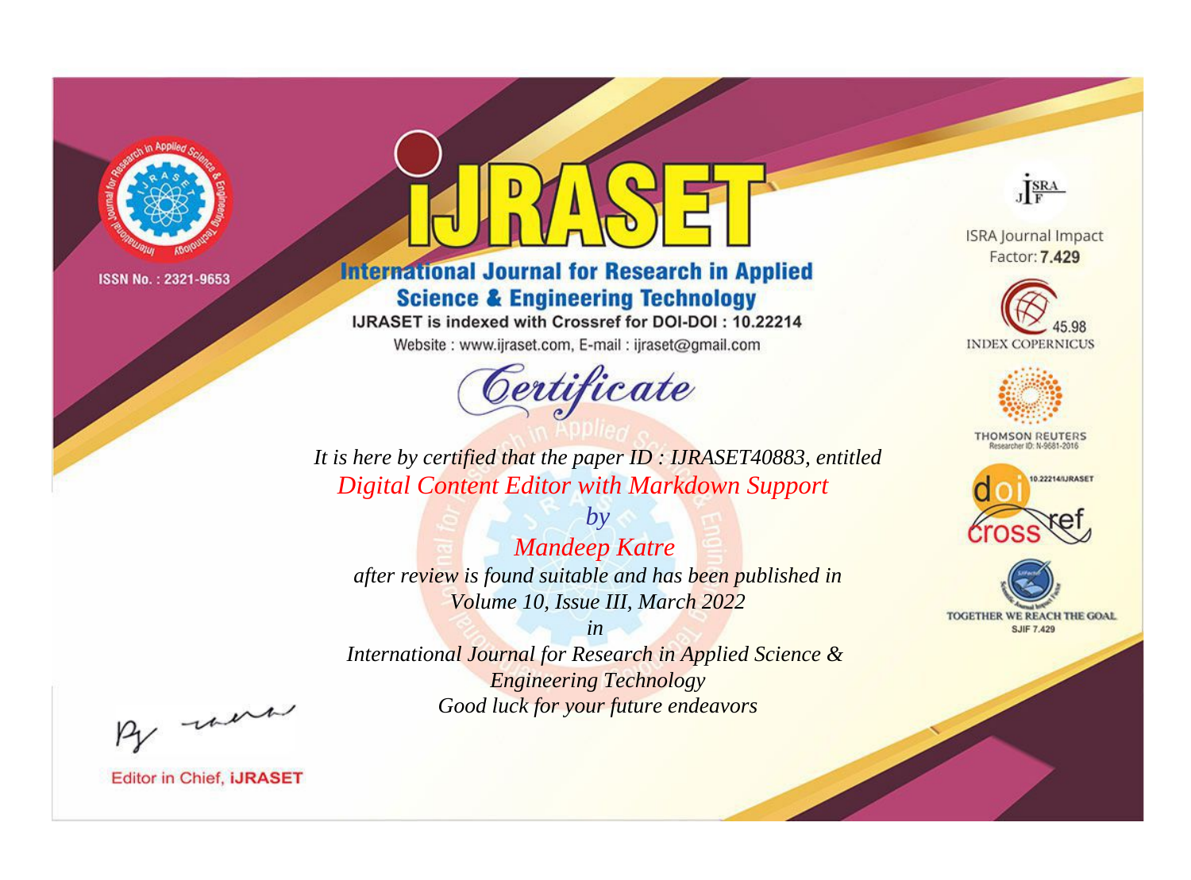ISSN No. : 2321-9653

# IJRASET

## International Journal for Research in Applied Science & Engineering Technology

IJRASET is indexed with Crossref for DOI-DOI : 10.22214

Website : www.ijraset.com, E-mail : ijraset@gmail.com

*Certificate*

*It is here by certified that the paper ID : IJRASET40883, entitled*

*Digital Content Editor with Markdown Support*

*by*

*Mandeep Katre*

*after review is found suitable and has been published in*

*Volume 10, Issue III, March 2022*

*in*

*International Journal for Research in Applied Science & Engineering Technology*

*Good luck for your future endeavors*

ISRA Journal Impact Factor: **7.429**

45.98 INDEX COPERNICUS

THOMSON REUTERS Researcher ID: N-9681-2016

10.22214/IJRASET

TOGETHER WE REACH THE GOAL SJIF 7.429

Editor in Chief, **IJRASET**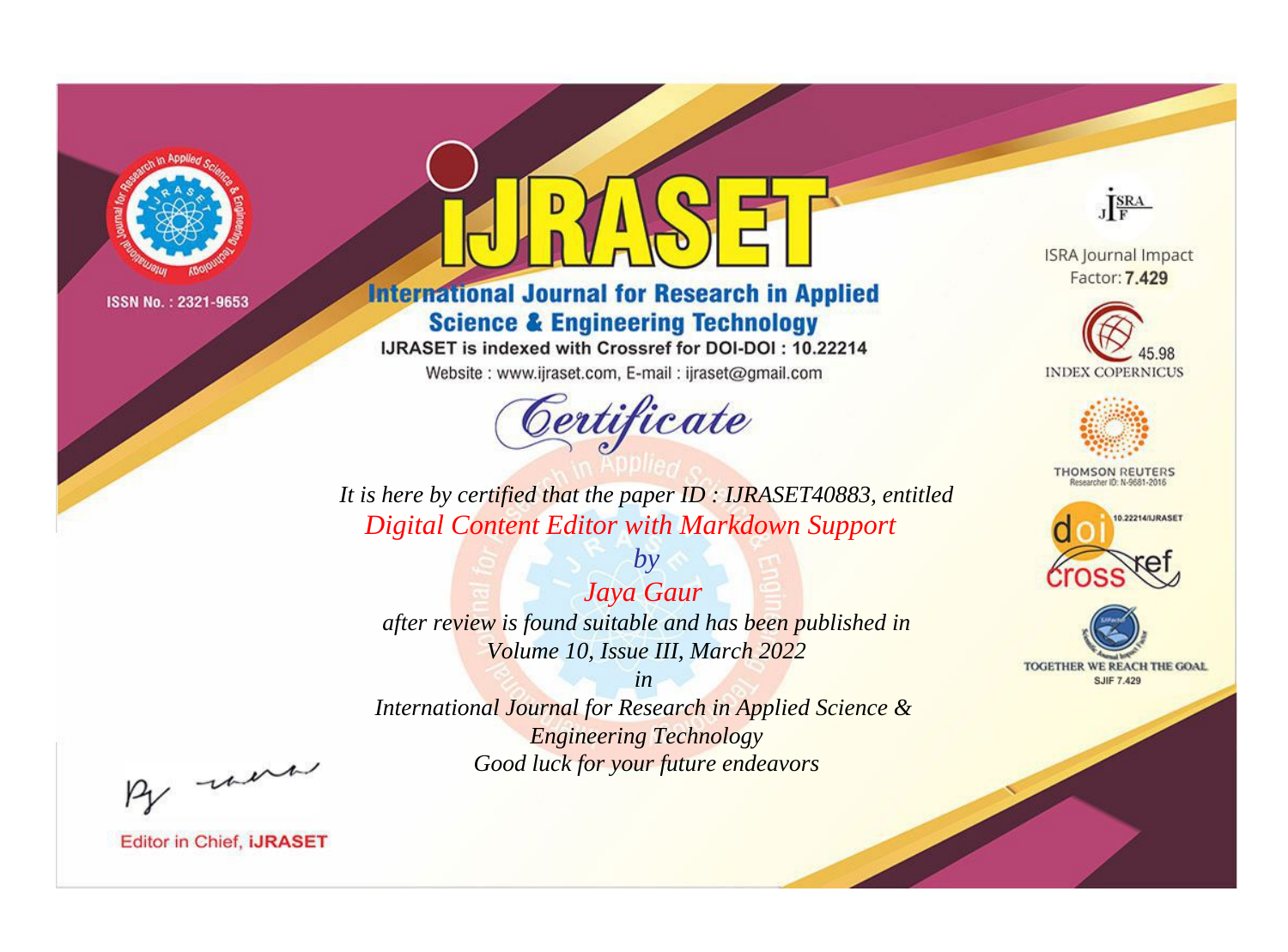ISSN No. : 2321-9653

# IJRASET

## International Journal for Research in Applied Science & Engineering Technology

IJRASET is indexed with Crossref for DOI-DOI : 10.22214

Website : www.ijraset.com, E-mail : ijraset@gmail.com

ISRA Journal Impact Factor: **7.429**

45.98 INDEX COPERNICUS

THOMSON REUTERS Researcher ID: N-9681-2016

10.22214/IJRASET

TOGETHER WE REACH THE GOAL SJIF 7.429

*Certificate*

*It is here by certified that the paper ID : IJRASET40883, entitled*

*Digital Content Editor with Markdown Support*

*by*

*Jaya Gaur*

*after review is found suitable and has been published in*

*Volume 10, Issue III, March 2022*

*in*

*International Journal for Research in Applied Science & Engineering Technology*

*Good luck for your future endeavors*

Editor in Chief, **iJRASET**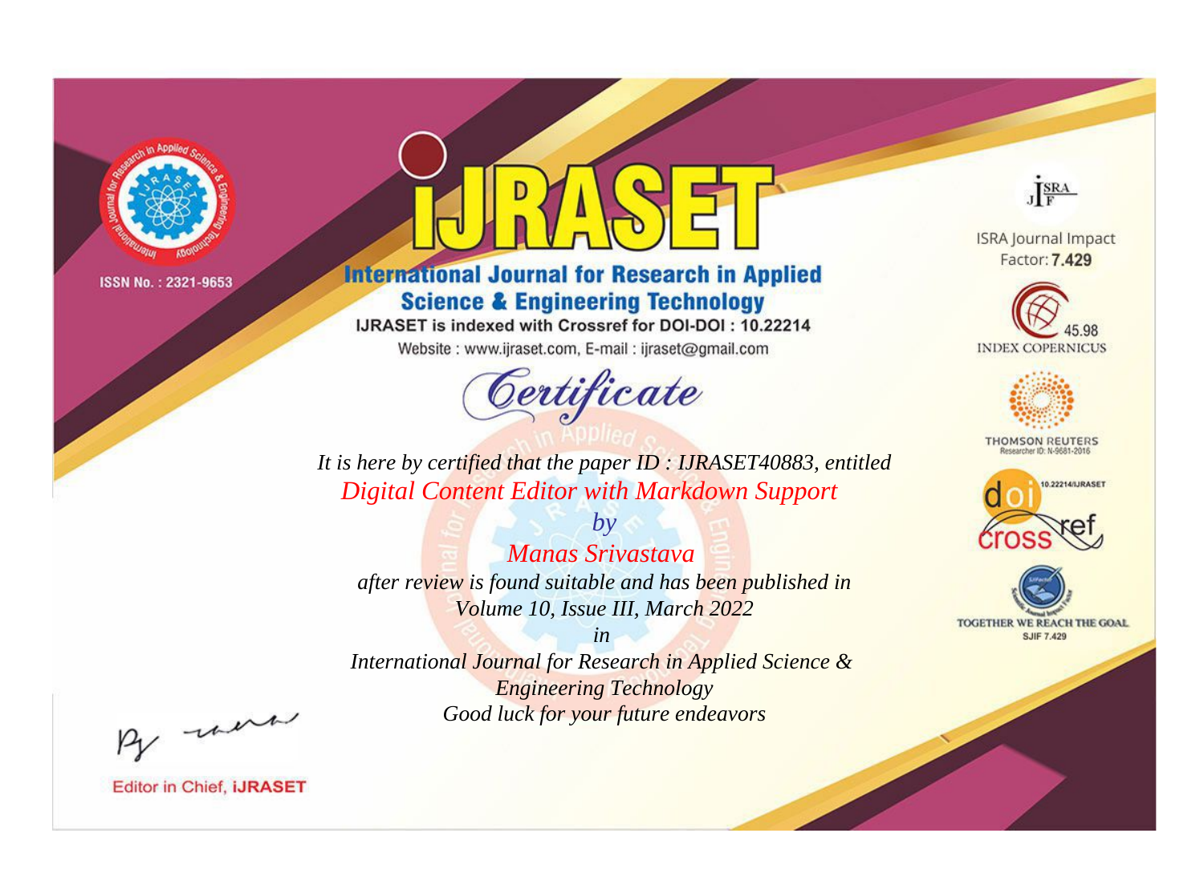ISSN No. : 2321-9653

# IJRASET

## International Journal for Research in Applied Science & Engineering Technology

IJRASET is indexed with Crossref for DOI-DOI : 10.22214

Website : www.ijraset.com, E-mail : ijraset@gmail.com

# Certificate

*It is here by certified that the paper ID : IJRASET40883, entitled*

*Digital Content Editor with Markdown Support*

*by*

*Manas Srivastava*

*after review is found suitable and has been published in*

*Volume 10, Issue III, March 2022*

*in*

*International Journal for Research in Applied Science & Engineering Technology*

*Good luck for your future endeavors*

ISRA Journal Impact Factor: **7.429**

45.98 INDEX COPERNICUS

THOMSON REUTERS

Researcher ID: N-9681-2016

10.22214/IJRASET

TOGETHER WE REACH THE GOAL

SJIF 7.429

Editor in Chief, **iJRASET**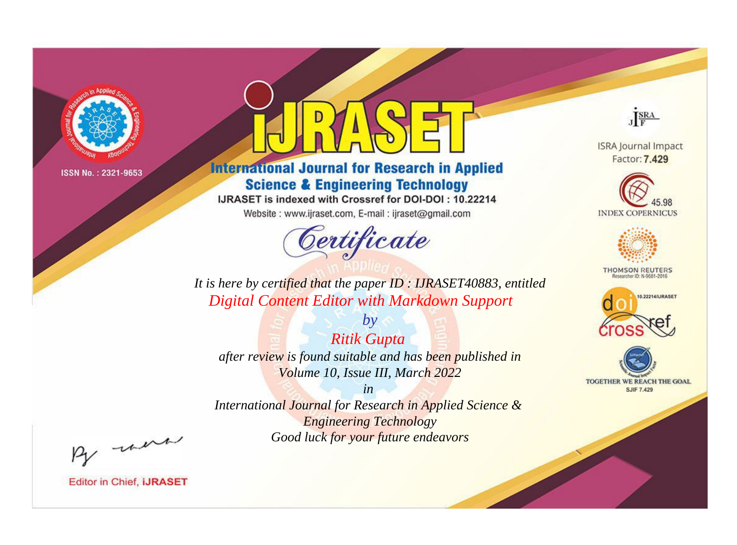ISSN No. : 2321-9653

# IJRASET

## International Journal for Research in Applied Science & Engineering Technology

IJRASET is indexed with Crossref for DOI-DOI : 10.22214

Website : www.ijraset.com, E-mail : ijraset@gmail.com

ISRA Journal Impact Factor: **7.429**

45.98 INDEX COPERNICUS

THOMSON REUTERS Researcher ID: N-9681-2016

10.22214/IJRASET

TOGETHER WE REACH THE GOAL SJIF 7.429

# *Certificate*

*It is here by certified that the paper ID : IJRASET40883, entitled*

*Digital Content Editor with Markdown Support*

*by*

*Ritik Gupta*

*after review is found suitable and has been published in*

*Volume 10, Issue III, March 2022*

*in*

*International Journal for Research in Applied Science & Engineering Technology*

*Good luck for your future endeavors*

Editor in Chief, **iJRASET**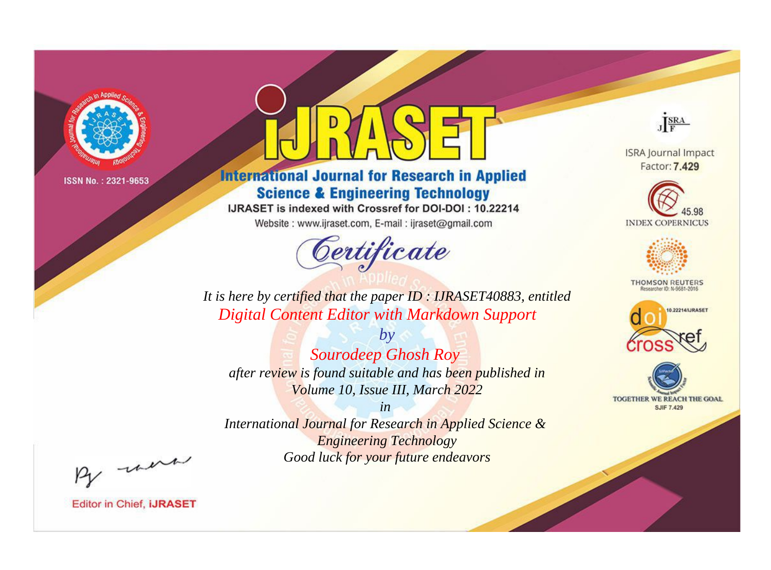ISSN No. : 2321-9653

# iJRASET

## International Journal for Research in Applied Science & Engineering Technology

IJRASET is indexed with Crossref for DOI-DOI : 10.22214

Website : www.ijraset.com, E-mail : ijraset@gmail.com

*Certificate*

*It is here by certified that the paper ID : IJRASET40883, entitled*

*Digital Content Editor with Markdown Support*

*by*

*Sourodeep Ghosh Roy*

*after review is found suitable and has been published in*

*Volume 10, Issue III, March 2022*

*in*

*International Journal for Research in Applied Science & Engineering Technology*

*Good luck for your future endeavors*

Editor in Chief, iJRASET

ISRA Journal Impact Factor: **7.429**

45.98 INDEX COPERNICUS

THOMSON REUTERS Researcher ID: N-9681-2016

10.22214/IJRASET

TOGETHER WE REACH THE GOAL SJIF 7.429